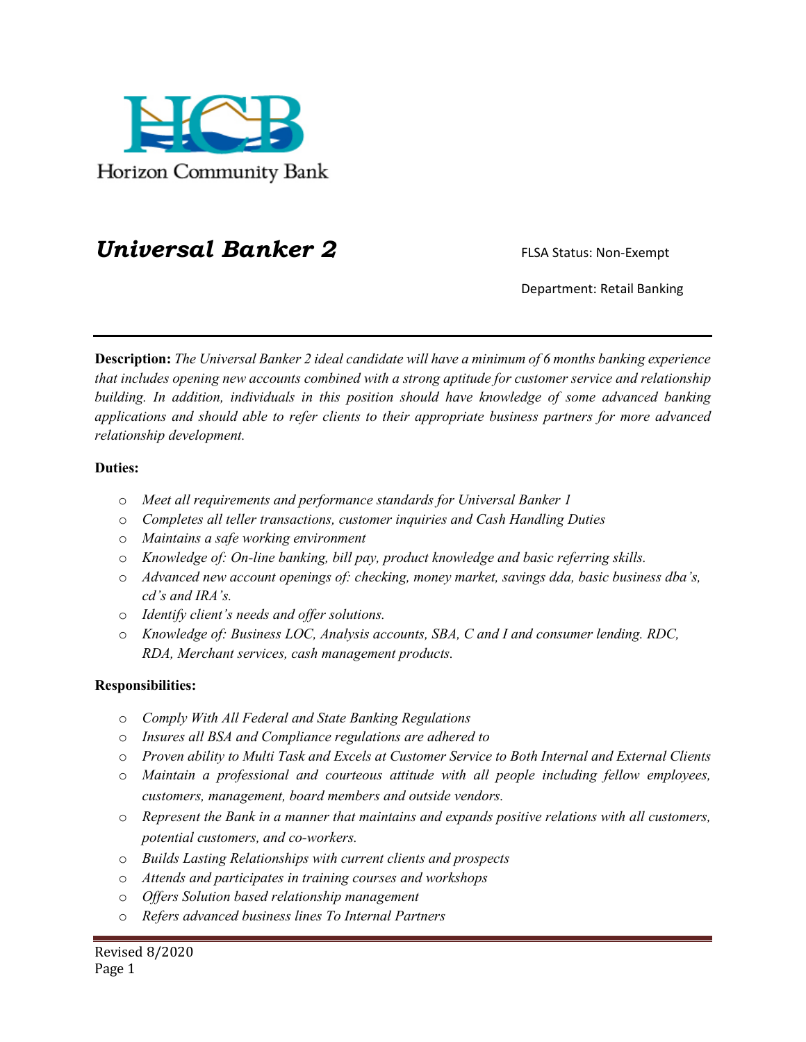Horizon Community Bank

# *Universal Banker 2*

FLSA Status: Non-Exempt

Department: Retail Banking

---

**Description:** *The Universal Banker 2 ideal candidate will have a minimum of 6 months banking experience that includes opening new accounts combined with a strong aptitude for customer service and relationship building. In addition, individuals in this position should have knowledge of some advanced banking applications and should able to refer clients to their appropriate business partners for more advanced relationship development.*

**Duties:**

- *Meet all requirements and performance standards for Universal Banker 1*
- *Completes all teller transactions, customer inquiries and Cash Handling Duties*
- *Maintains a safe working environment*
- *Knowledge of: On-line banking, bill pay, product knowledge and basic referring skills.*
- *Advanced new account openings of: checking, money market, savings dda, basic business dba's, cd's and IRA's.*
- *Identify client's needs and offer solutions.*
- *Knowledge of: Business LOC, Analysis accounts, SBA, C and I and consumer lending. RDC, RDA, Merchant services, cash management products.*

**Responsibilities:**

- *Comply With All Federal and State Banking Regulations*
- *Insures all BSA and Compliance regulations are adhered to*
- *Proven ability to Multi Task and Excels at Customer Service to Both Internal and External Clients*
- *Maintain a professional and courteous attitude with all people including fellow employees, customers, management, board members and outside vendors.*
- *Represent the Bank in a manner that maintains and expands positive relations with all customers, potential customers, and co-workers.*
- *Builds Lasting Relationships with current clients and prospects*
- *Attends and participates in training courses and workshops*
- *Offers Solution based relationship management*
- *Refers advanced business lines To Internal Partners*

Revised 8/2020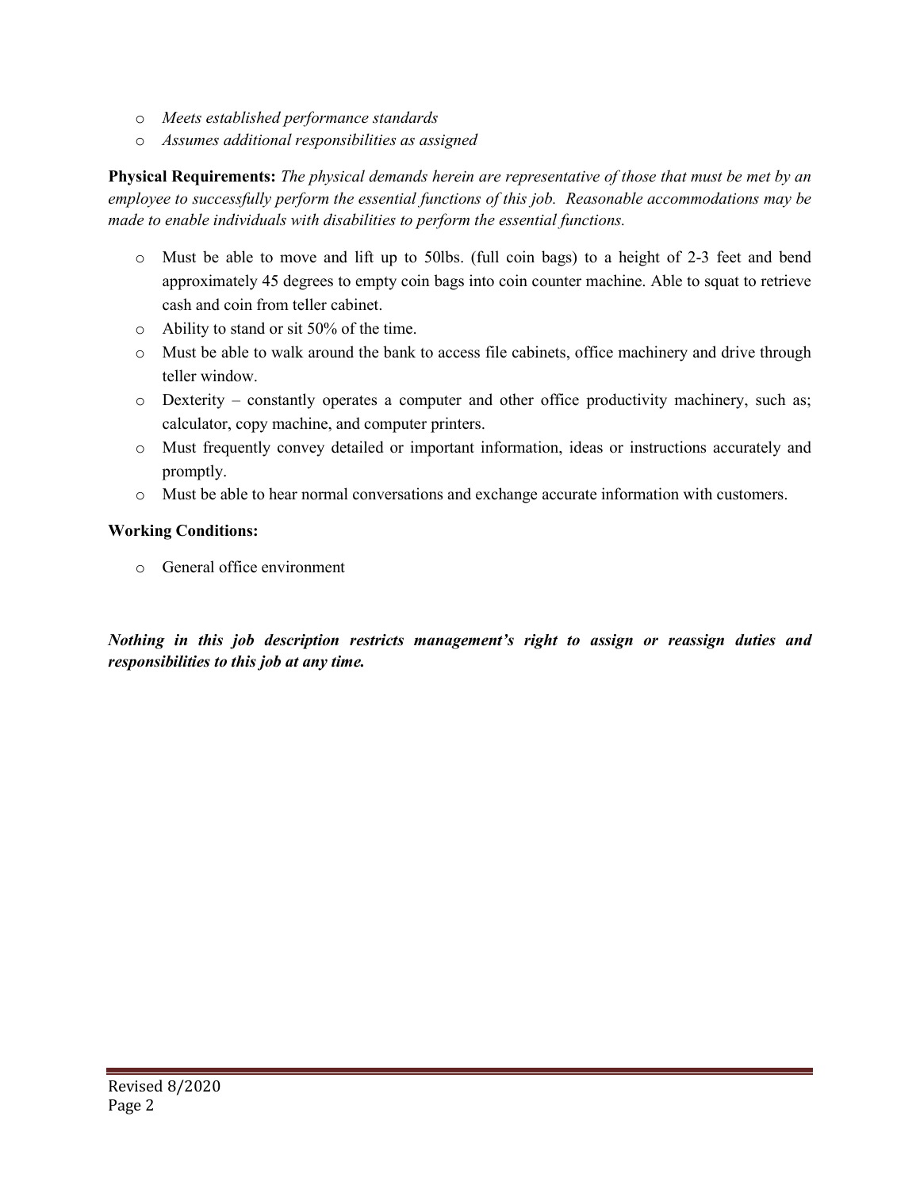- *Meets established performance standards*
- *Assumes additional responsibilities as assigned*

**Physical Requirements:** *The physical demands herein are representative of those that must be met by an employee to successfully perform the essential functions of this job. Reasonable accommodations may be made to enable individuals with disabilities to perform the essential functions.*

- Must be able to move and lift up to 50lbs. (full coin bags) to a height of 2-3 feet and bend approximately 45 degrees to empty coin bags into coin counter machine. Able to squat to retrieve cash and coin from teller cabinet.
- Ability to stand or sit 50% of the time.
- Must be able to walk around the bank to access file cabinets, office machinery and drive through teller window.
- Dexterity – constantly operates a computer and other office productivity machinery, such as; calculator, copy machine, and computer printers.
- Must frequently convey detailed or important information, ideas or instructions accurately and promptly.
- Must be able to hear normal conversations and exchange accurate information with customers.

**Working Conditions:**

- General office environment

***Nothing in this job description restricts management's right to assign or reassign duties and responsibilities to this job at any time.***

Revised 8/2020